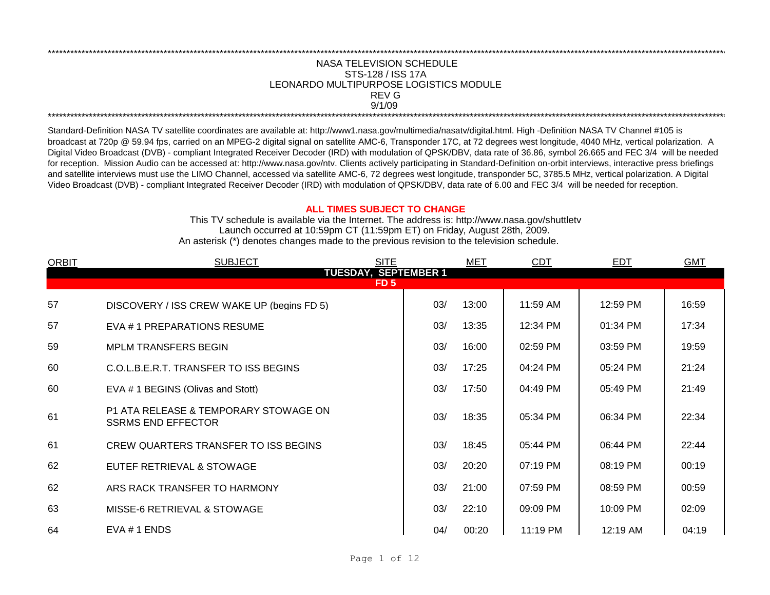NASA TELEVISION SCHEDULE
STS-128 / ISS 17A
LEONARDO MULTIPURPOSE LOGISTICS MODULE
REV G
9/1/09

Standard-Definition NASA TV satellite coordinates are available at: http://www1.nasa.gov/multimedia/nasatv/digital.html. High -Definition NASA TV Channel #105 is broadcast at 720p @ 59.94 fps, carried on an MPEG-2 digital signal on satellite AMC-6, Transponder 17C, at 72 degrees west longitude, 4040 MHz, vertical polarization. A Digital Video Broadcast (DVB) - compliant Integrated Receiver Decoder (IRD) with modulation of QPSK/DBV, data rate of 36.86, symbol 26.665 and FEC 3/4 will be needed for reception. Mission Audio can be accessed at: http://www.nasa.gov/ntv. Clients actively participating in Standard-Definition on-orbit interviews, interactive press briefings and satellite interviews must use the LIMO Channel, accessed via satellite AMC-6, 72 degrees west longitude, transponder 5C, 3785.5 MHz, vertical polarization. A Digital Video Broadcast (DVB) - compliant Integrated Receiver Decoder (IRD) with modulation of QPSK/DBV, data rate of 6.00 and FEC 3/4 will be needed for reception.

**ALL TIMES SUBJECT TO CHANGE**

This TV schedule is available via the Internet. The address is: http://www.nasa.gov/shuttletv
Launch occurred at 10:59pm CT (11:59pm ET) on Friday, August 28th, 2009.
An asterisk (*) denotes changes made to the previous revision to the television schedule.

| ORBIT | SUBJECT | SITE | MET | CDT | EDT | GMT |
|---|---|---|---|---|---|---|
| **TUESDAY, SEPTEMBER 1** | | | | | | |
| **FD 5** | | | | | | |
| 57 | DISCOVERY / ISS CREW WAKE UP (begins FD 5) | | 03/ 13:00 | 11:59 AM | 12:59 PM | 16:59 |
| 57 | EVA # 1 PREPARATIONS RESUME | | 03/ 13:35 | 12:34 PM | 01:34 PM | 17:34 |
| 59 | MPLM TRANSFERS BEGIN | | 03/ 16:00 | 02:59 PM | 03:59 PM | 19:59 |
| 60 | C.O.L.B.E.R.T. TRANSFER TO ISS BEGINS | | 03/ 17:25 | 04:24 PM | 05:24 PM | 21:24 |
| 60 | EVA # 1 BEGINS (Olivas and Stott) | | 03/ 17:50 | 04:49 PM | 05:49 PM | 21:49 |
| 61 | P1 ATA RELEASE & TEMPORARY STOWAGE ON SSRMS END EFFECTOR | | 03/ 18:35 | 05:34 PM | 06:34 PM | 22:34 |
| 61 | CREW QUARTERS TRANSFER TO ISS BEGINS | | 03/ 18:45 | 05:44 PM | 06:44 PM | 22:44 |
| 62 | EUTEF RETRIEVAL & STOWAGE | | 03/ 20:20 | 07:19 PM | 08:19 PM | 00:19 |
| 62 | ARS RACK TRANSFER TO HARMONY | | 03/ 21:00 | 07:59 PM | 08:59 PM | 00:59 |
| 63 | MISSE-6 RETRIEVAL & STOWAGE | | 03/ 22:10 | 09:09 PM | 10:09 PM | 02:09 |
| 64 | EVA # 1 ENDS | | 04/ 00:20 | 11:19 PM | 12:19 AM | 04:19 |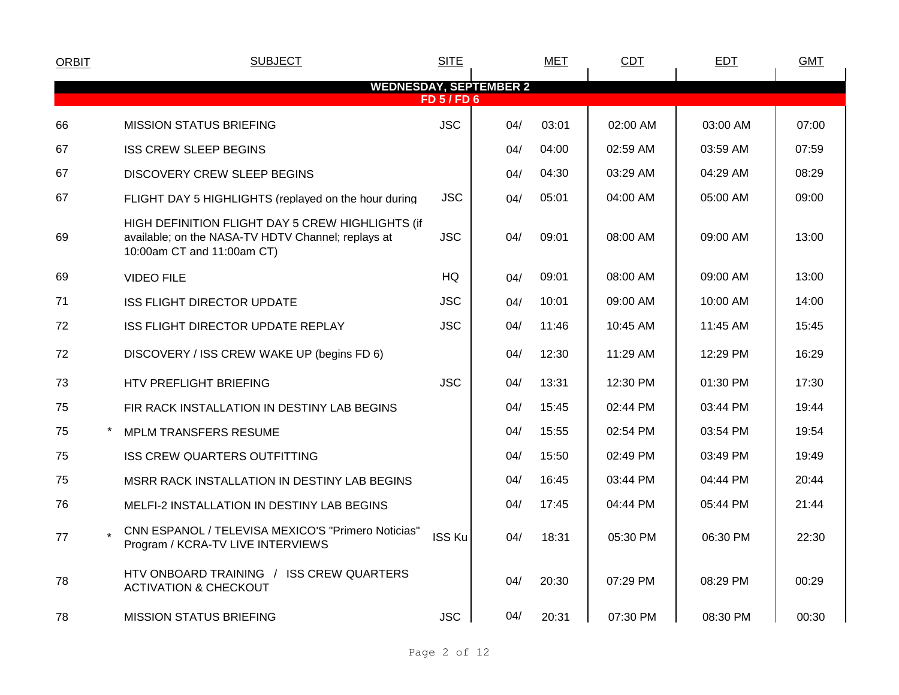| ORBIT | | SUBJECT | SITE | MET | | CDT | EDT | GMT |
|---|---|---|---|---|---|---|---|---|
| **WEDNESDAY, SEPTEMBER 2** | | | | | | | | |
| **FD 5 / FD 6** | | | | | | | | |
| 66 | | MISSION STATUS BRIEFING | JSC | 04/ | 03:01 | 02:00 AM | 03:00 AM | 07:00 |
| 67 | | ISS CREW SLEEP BEGINS | | 04/ | 04:00 | 02:59 AM | 03:59 AM | 07:59 |
| 67 | | DISCOVERY CREW SLEEP BEGINS | | 04/ | 04:30 | 03:29 AM | 04:29 AM | 08:29 |
| 67 | | FLIGHT DAY 5 HIGHLIGHTS (replayed on the hour during | JSC | 04/ | 05:01 | 04:00 AM | 05:00 AM | 09:00 |
| 69 | | HIGH DEFINITION FLIGHT DAY 5 CREW HIGHLIGHTS (if available; on the NASA-TV HDTV Channel; replays at 10:00am CT and 11:00am CT) | JSC | 04/ | 09:01 | 08:00 AM | 09:00 AM | 13:00 |
| 69 | | VIDEO FILE | HQ | 04/ | 09:01 | 08:00 AM | 09:00 AM | 13:00 |
| 71 | | ISS FLIGHT DIRECTOR UPDATE | JSC | 04/ | 10:01 | 09:00 AM | 10:00 AM | 14:00 |
| 72 | | ISS FLIGHT DIRECTOR UPDATE REPLAY | JSC | 04/ | 11:46 | 10:45 AM | 11:45 AM | 15:45 |
| 72 | | DISCOVERY / ISS CREW WAKE UP (begins FD 6) | | 04/ | 12:30 | 11:29 AM | 12:29 PM | 16:29 |
| 73 | | HTV PREFLIGHT BRIEFING | JSC | 04/ | 13:31 | 12:30 PM | 01:30 PM | 17:30 |
| 75 | | FIR RACK INSTALLATION IN DESTINY LAB BEGINS | | 04/ | 15:45 | 02:44 PM | 03:44 PM | 19:44 |
| 75 | * | MPLM TRANSFERS RESUME | | 04/ | 15:55 | 02:54 PM | 03:54 PM | 19:54 |
| 75 | | ISS CREW QUARTERS OUTFITTING | | 04/ | 15:50 | 02:49 PM | 03:49 PM | 19:49 |
| 75 | | MSRR RACK INSTALLATION IN DESTINY LAB BEGINS | | 04/ | 16:45 | 03:44 PM | 04:44 PM | 20:44 |
| 76 | | MELFI-2 INSTALLATION IN DESTINY LAB BEGINS | | 04/ | 17:45 | 04:44 PM | 05:44 PM | 21:44 |
| 77 | * | CNN ESPANOL / TELEVISA MEXICO'S "Primero Noticias" Program / KCRA-TV LIVE INTERVIEWS | ISS Ku | 04/ | 18:31 | 05:30 PM | 06:30 PM | 22:30 |
| 78 | | HTV ONBOARD TRAINING / ISS CREW QUARTERS ACTIVATION & CHECKOUT | | 04/ | 20:30 | 07:29 PM | 08:29 PM | 00:29 |
| 78 | | MISSION STATUS BRIEFING | JSC | 04/ | 20:31 | 07:30 PM | 08:30 PM | 00:30 |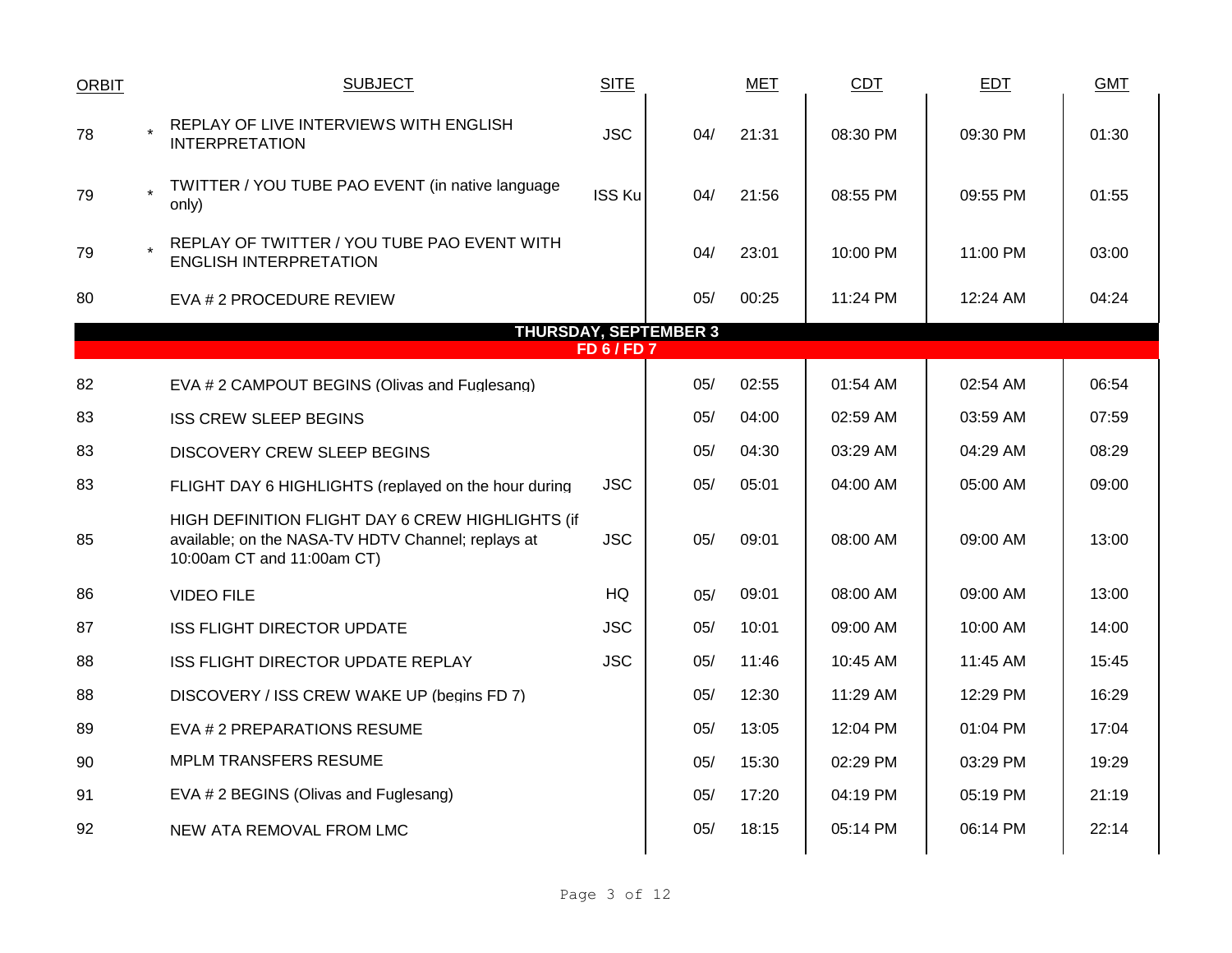| ORBIT | | SUBJECT | SITE | | MET | CDT | EDT | GMT |
|---|---|---|---|---|---|---|---|---|
| 78 | * | REPLAY OF LIVE INTERVIEWS WITH ENGLISH INTERPRETATION | JSC | 04/ | 21:31 | 08:30 PM | 09:30 PM | 01:30 |
| 79 | * | TWITTER / YOU TUBE PAO EVENT (in native language only) | ISS Ku | 04/ | 21:56 | 08:55 PM | 09:55 PM | 01:55 |
| 79 | * | REPLAY OF TWITTER / YOU TUBE PAO EVENT WITH ENGLISH INTERPRETATION | | 04/ | 23:01 | 10:00 PM | 11:00 PM | 03:00 |
| 80 | | EVA # 2 PROCEDURE REVIEW | | 05/ | 00:25 | 11:24 PM | 12:24 AM | 04:24 |
| | | **THURSDAY, SEPTEMBER 3** | | | | | | |
| | | **FD 6 / FD 7** | | | | | | |
| 82 | | EVA # 2 CAMPOUT BEGINS (Olivas and Fuglesang) | | 05/ | 02:55 | 01:54 AM | 02:54 AM | 06:54 |
| 83 | | ISS CREW SLEEP BEGINS | | 05/ | 04:00 | 02:59 AM | 03:59 AM | 07:59 |
| 83 | | DISCOVERY CREW SLEEP BEGINS | | 05/ | 04:30 | 03:29 AM | 04:29 AM | 08:29 |
| 83 | | FLIGHT DAY 6 HIGHLIGHTS (replayed on the hour during | JSC | 05/ | 05:01 | 04:00 AM | 05:00 AM | 09:00 |
| 85 | | HIGH DEFINITION FLIGHT DAY 6 CREW HIGHLIGHTS (if available; on the NASA-TV HDTV Channel; replays at 10:00am CT and 11:00am CT) | JSC | 05/ | 09:01 | 08:00 AM | 09:00 AM | 13:00 |
| 86 | | VIDEO FILE | HQ | 05/ | 09:01 | 08:00 AM | 09:00 AM | 13:00 |
| 87 | | ISS FLIGHT DIRECTOR UPDATE | JSC | 05/ | 10:01 | 09:00 AM | 10:00 AM | 14:00 |
| 88 | | ISS FLIGHT DIRECTOR UPDATE REPLAY | JSC | 05/ | 11:46 | 10:45 AM | 11:45 AM | 15:45 |
| 88 | | DISCOVERY / ISS CREW WAKE UP (begins FD 7) | | 05/ | 12:30 | 11:29 AM | 12:29 PM | 16:29 |
| 89 | | EVA # 2 PREPARATIONS RESUME | | 05/ | 13:05 | 12:04 PM | 01:04 PM | 17:04 |
| 90 | | MPLM TRANSFERS RESUME | | 05/ | 15:30 | 02:29 PM | 03:29 PM | 19:29 |
| 91 | | EVA # 2 BEGINS (Olivas and Fuglesang) | | 05/ | 17:20 | 04:19 PM | 05:19 PM | 21:19 |
| 92 | | NEW ATA REMOVAL FROM LMC | | 05/ | 18:15 | 05:14 PM | 06:14 PM | 22:14 |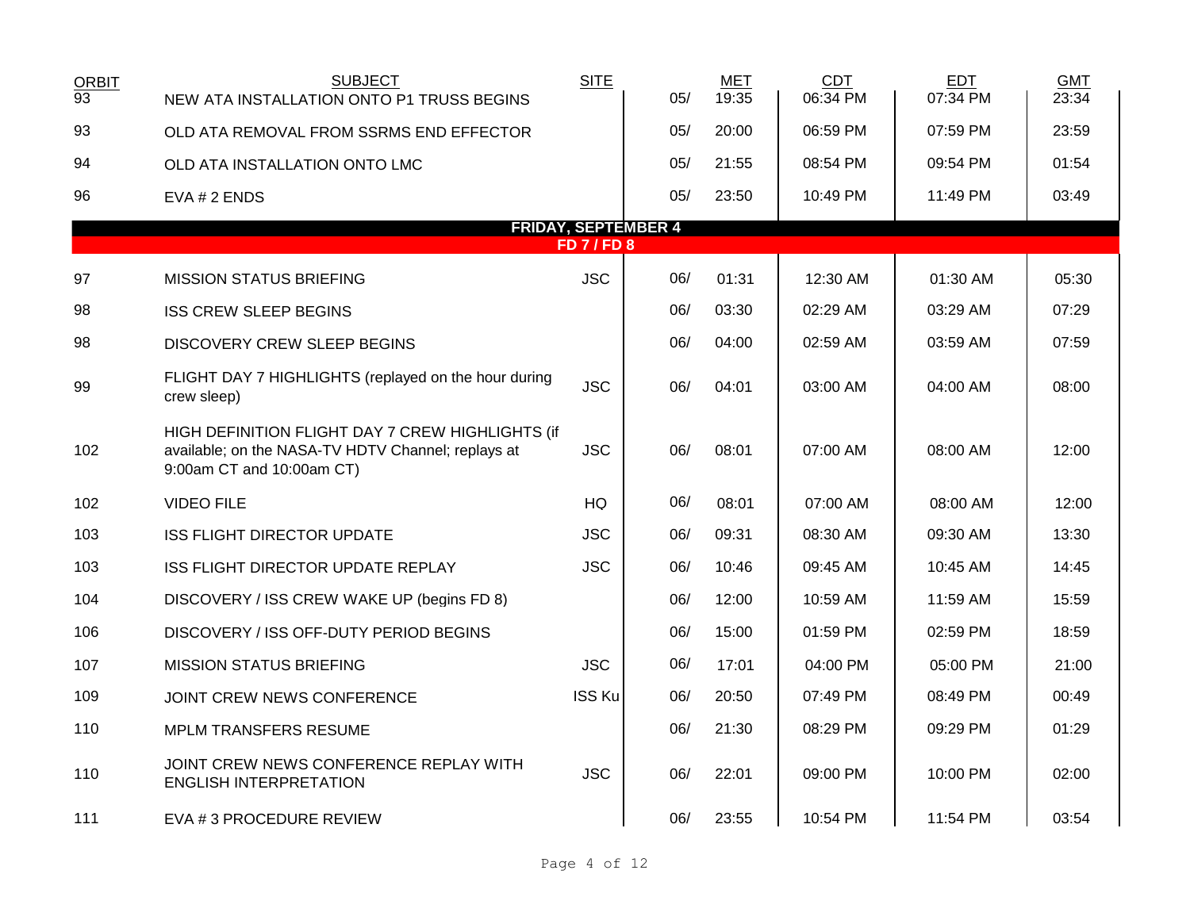| ORBIT | SUBJECT | SITE | | MET | CDT | EDT | GMT |
|---|---|---|---|---|---|---|---|
| 93 | NEW ATA INSTALLATION ONTO P1 TRUSS BEGINS | | 05/ | 19:35 | 06:34 PM | 07:34 PM | 23:34 |
| 93 | OLD ATA REMOVAL FROM SSRMS END EFFECTOR | | 05/ | 20:00 | 06:59 PM | 07:59 PM | 23:59 |
| 94 | OLD ATA INSTALLATION ONTO LMC | | 05/ | 21:55 | 08:54 PM | 09:54 PM | 01:54 |
| 96 | EVA # 2 ENDS | | 05/ | 23:50 | 10:49 PM | 11:49 PM | 03:49 |
| | **FRIDAY, SEPTEMBER 4** | | | | | | |
| | **FD 7 / FD 8** | | | | | | |
| 97 | MISSION STATUS BRIEFING | JSC | 06/ | 01:31 | 12:30 AM | 01:30 AM | 05:30 |
| 98 | ISS CREW SLEEP BEGINS | | 06/ | 03:30 | 02:29 AM | 03:29 AM | 07:29 |
| 98 | DISCOVERY CREW SLEEP BEGINS | | 06/ | 04:00 | 02:59 AM | 03:59 AM | 07:59 |
| 99 | FLIGHT DAY 7 HIGHLIGHTS (replayed on the hour during crew sleep) | JSC | 06/ | 04:01 | 03:00 AM | 04:00 AM | 08:00 |
| 102 | HIGH DEFINITION FLIGHT DAY 7 CREW HIGHLIGHTS (if available; on the NASA-TV HDTV Channel; replays at 9:00am CT and 10:00am CT) | JSC | 06/ | 08:01 | 07:00 AM | 08:00 AM | 12:00 |
| 102 | VIDEO FILE | HQ | 06/ | 08:01 | 07:00 AM | 08:00 AM | 12:00 |
| 103 | ISS FLIGHT DIRECTOR UPDATE | JSC | 06/ | 09:31 | 08:30 AM | 09:30 AM | 13:30 |
| 103 | ISS FLIGHT DIRECTOR UPDATE REPLAY | JSC | 06/ | 10:46 | 09:45 AM | 10:45 AM | 14:45 |
| 104 | DISCOVERY / ISS CREW WAKE UP (begins FD 8) | | 06/ | 12:00 | 10:59 AM | 11:59 AM | 15:59 |
| 106 | DISCOVERY / ISS OFF-DUTY PERIOD BEGINS | | 06/ | 15:00 | 01:59 PM | 02:59 PM | 18:59 |
| 107 | MISSION STATUS BRIEFING | JSC | 06/ | 17:01 | 04:00 PM | 05:00 PM | 21:00 |
| 109 | JOINT CREW NEWS CONFERENCE | ISS Ku | 06/ | 20:50 | 07:49 PM | 08:49 PM | 00:49 |
| 110 | MPLM TRANSFERS RESUME | | 06/ | 21:30 | 08:29 PM | 09:29 PM | 01:29 |
| 110 | JOINT CREW NEWS CONFERENCE REPLAY WITH ENGLISH INTERPRETATION | JSC | 06/ | 22:01 | 09:00 PM | 10:00 PM | 02:00 |
| 111 | EVA # 3 PROCEDURE REVIEW | | 06/ | 23:55 | 10:54 PM | 11:54 PM | 03:54 |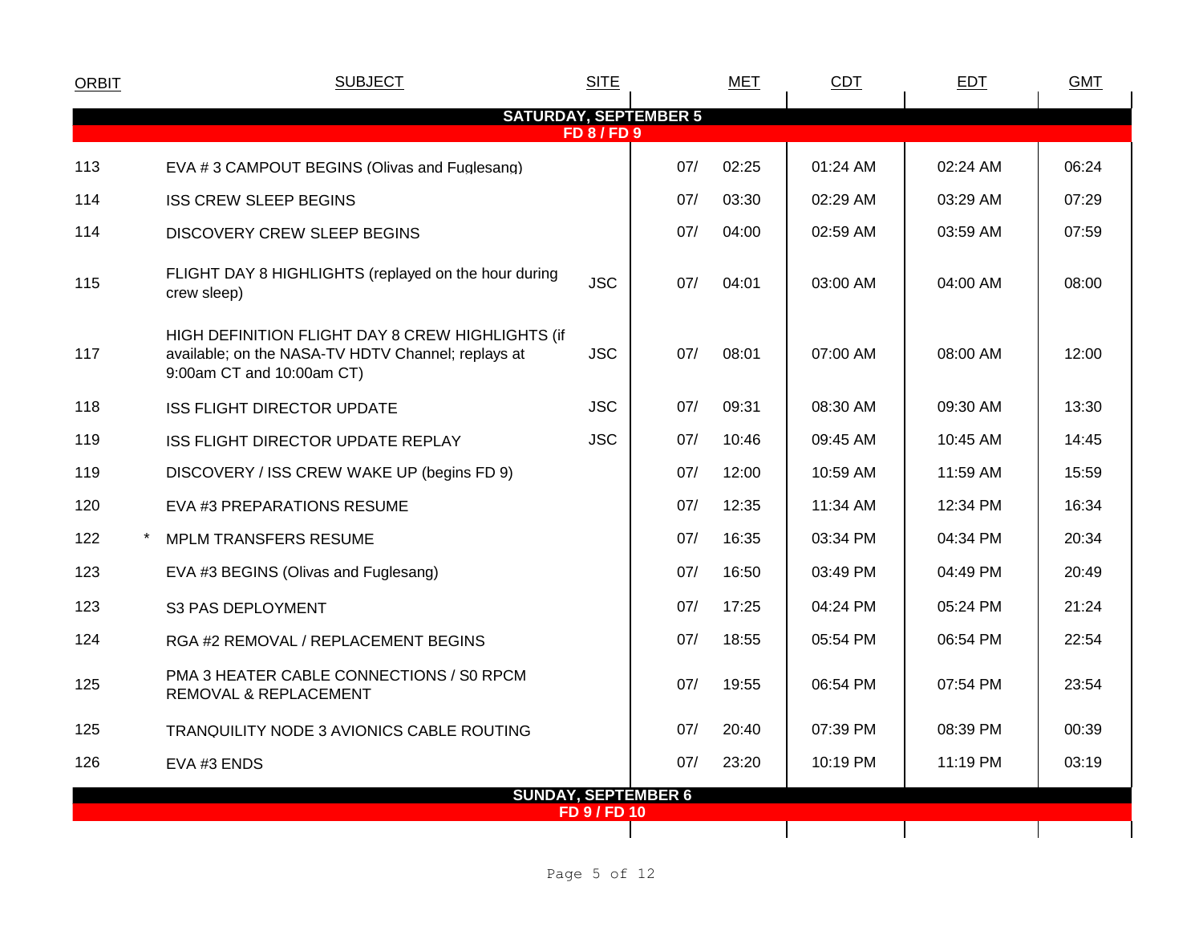| ORBIT | | SUBJECT | SITE | MET | | CDT | EDT | GMT |
|---|---|---|---|---|---|---|---|---|
| **SATURDAY, SEPTEMBER 5** | | | | | | | | |
| **FD 8 / FD 9** | | | | | | | | |
| 113 | | EVA # 3 CAMPOUT BEGINS (Olivas and Fuglesang) | | 07/ | 02:25 | 01:24 AM | 02:24 AM | 06:24 |
| 114 | | ISS CREW SLEEP BEGINS | | 07/ | 03:30 | 02:29 AM | 03:29 AM | 07:29 |
| 114 | | DISCOVERY CREW SLEEP BEGINS | | 07/ | 04:00 | 02:59 AM | 03:59 AM | 07:59 |
| 115 | | FLIGHT DAY 8 HIGHLIGHTS (replayed on the hour during crew sleep) | JSC | 07/ | 04:01 | 03:00 AM | 04:00 AM | 08:00 |
| 117 | | HIGH DEFINITION FLIGHT DAY 8 CREW HIGHLIGHTS (if available; on the NASA-TV HDTV Channel; replays at 9:00am CT and 10:00am CT) | JSC | 07/ | 08:01 | 07:00 AM | 08:00 AM | 12:00 |
| 118 | | ISS FLIGHT DIRECTOR UPDATE | JSC | 07/ | 09:31 | 08:30 AM | 09:30 AM | 13:30 |
| 119 | | ISS FLIGHT DIRECTOR UPDATE REPLAY | JSC | 07/ | 10:46 | 09:45 AM | 10:45 AM | 14:45 |
| 119 | | DISCOVERY / ISS CREW WAKE UP (begins FD 9) | | 07/ | 12:00 | 10:59 AM | 11:59 AM | 15:59 |
| 120 | | EVA #3 PREPARATIONS RESUME | | 07/ | 12:35 | 11:34 AM | 12:34 PM | 16:34 |
| 122 | * | MPLM TRANSFERS RESUME | | 07/ | 16:35 | 03:34 PM | 04:34 PM | 20:34 |
| 123 | | EVA #3 BEGINS (Olivas and Fuglesang) | | 07/ | 16:50 | 03:49 PM | 04:49 PM | 20:49 |
| 123 | | S3 PAS DEPLOYMENT | | 07/ | 17:25 | 04:24 PM | 05:24 PM | 21:24 |
| 124 | | RGA #2 REMOVAL / REPLACEMENT BEGINS | | 07/ | 18:55 | 05:54 PM | 06:54 PM | 22:54 |
| 125 | | PMA 3 HEATER CABLE CONNECTIONS / S0 RPCM REMOVAL & REPLACEMENT | | 07/ | 19:55 | 06:54 PM | 07:54 PM | 23:54 |
| 125 | | TRANQUILITY NODE 3 AVIONICS CABLE ROUTING | | 07/ | 20:40 | 07:39 PM | 08:39 PM | 00:39 |
| 126 | | EVA #3 ENDS | | 07/ | 23:20 | 10:19 PM | 11:19 PM | 03:19 |
| **SUNDAY, SEPTEMBER 6** | | | | | | | | |
| **FD 9 / FD 10** | | | | | | | | |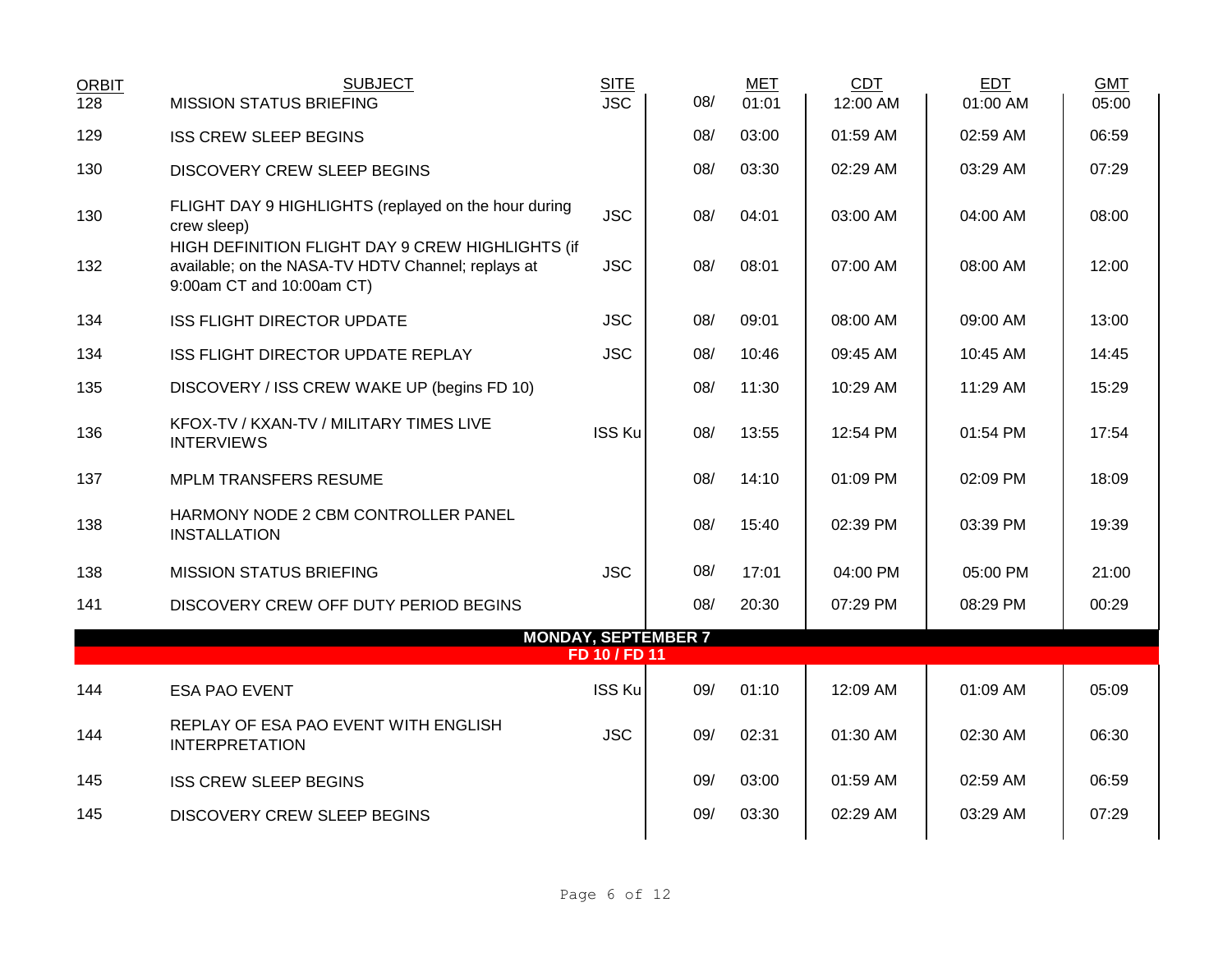| ORBIT | SUBJECT | SITE | | MET | CDT | EDT | GMT |
|---|---|---|---|---|---|---|---|
| 128 | MISSION STATUS BRIEFING | JSC | 08/ | 01:01 | 12:00 AM | 01:00 AM | 05:00 |
| 129 | ISS CREW SLEEP BEGINS | | 08/ | 03:00 | 01:59 AM | 02:59 AM | 06:59 |
| 130 | DISCOVERY CREW SLEEP BEGINS | | 08/ | 03:30 | 02:29 AM | 03:29 AM | 07:29 |
| 130 | FLIGHT DAY 9 HIGHLIGHTS (replayed on the hour during crew sleep) | JSC | 08/ | 04:01 | 03:00 AM | 04:00 AM | 08:00 |
| 132 | HIGH DEFINITION FLIGHT DAY 9 CREW HIGHLIGHTS (if available; on the NASA-TV HDTV Channel; replays at 9:00am CT and 10:00am CT) | JSC | 08/ | 08:01 | 07:00 AM | 08:00 AM | 12:00 |
| 134 | ISS FLIGHT DIRECTOR UPDATE | JSC | 08/ | 09:01 | 08:00 AM | 09:00 AM | 13:00 |
| 134 | ISS FLIGHT DIRECTOR UPDATE REPLAY | JSC | 08/ | 10:46 | 09:45 AM | 10:45 AM | 14:45 |
| 135 | DISCOVERY / ISS CREW WAKE UP (begins FD 10) | | 08/ | 11:30 | 10:29 AM | 11:29 AM | 15:29 |
| 136 | KFOX-TV / KXAN-TV / MILITARY TIMES LIVE INTERVIEWS | ISS Ku | 08/ | 13:55 | 12:54 PM | 01:54 PM | 17:54 |
| 137 | MPLM TRANSFERS RESUME | | 08/ | 14:10 | 01:09 PM | 02:09 PM | 18:09 |
| 138 | HARMONY NODE 2 CBM CONTROLLER PANEL INSTALLATION | | 08/ | 15:40 | 02:39 PM | 03:39 PM | 19:39 |
| 138 | MISSION STATUS BRIEFING | JSC | 08/ | 17:01 | 04:00 PM | 05:00 PM | 21:00 |
| 141 | DISCOVERY CREW OFF DUTY PERIOD BEGINS | | 08/ | 20:30 | 07:29 PM | 08:29 PM | 00:29 |
| | **MONDAY, SEPTEMBER 7** | | | | | | |
| | **FD 10 / FD 11** | | | | | | |
| 144 | ESA PAO EVENT | ISS Ku | 09/ | 01:10 | 12:09 AM | 01:09 AM | 05:09 |
| 144 | REPLAY OF ESA PAO EVENT WITH ENGLISH INTERPRETATION | JSC | 09/ | 02:31 | 01:30 AM | 02:30 AM | 06:30 |
| 145 | ISS CREW SLEEP BEGINS | | 09/ | 03:00 | 01:59 AM | 02:59 AM | 06:59 |
| 145 | DISCOVERY CREW SLEEP BEGINS | | 09/ | 03:30 | 02:29 AM | 03:29 AM | 07:29 |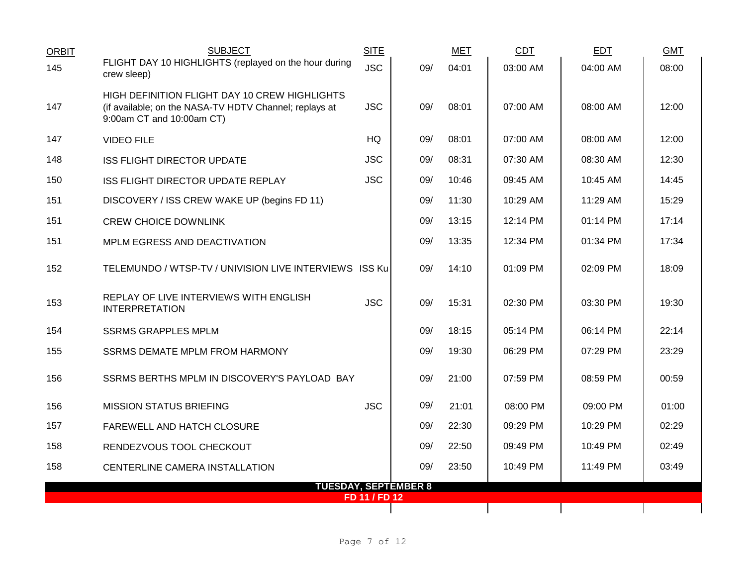| ORBIT | SUBJECT | SITE | | MET | CDT | EDT | GMT |
|---|---|---|---|---|---|---|---|
| 145 | FLIGHT DAY 10 HIGHLIGHTS (replayed on the hour during crew sleep) | JSC | 09/ | 04:01 | 03:00 AM | 04:00 AM | 08:00 |
| 147 | HIGH DEFINITION FLIGHT DAY 10 CREW HIGHLIGHTS (if available; on the NASA-TV HDTV Channel; replays at 9:00am CT and 10:00am CT) | JSC | 09/ | 08:01 | 07:00 AM | 08:00 AM | 12:00 |
| 147 | VIDEO FILE | HQ | 09/ | 08:01 | 07:00 AM | 08:00 AM | 12:00 |
| 148 | ISS FLIGHT DIRECTOR UPDATE | JSC | 09/ | 08:31 | 07:30 AM | 08:30 AM | 12:30 |
| 150 | ISS FLIGHT DIRECTOR UPDATE REPLAY | JSC | 09/ | 10:46 | 09:45 AM | 10:45 AM | 14:45 |
| 151 | DISCOVERY / ISS CREW WAKE UP (begins FD 11) | | 09/ | 11:30 | 10:29 AM | 11:29 AM | 15:29 |
| 151 | CREW CHOICE DOWNLINK | | 09/ | 13:15 | 12:14 PM | 01:14 PM | 17:14 |
| 151 | MPLM EGRESS AND DEACTIVATION | | 09/ | 13:35 | 12:34 PM | 01:34 PM | 17:34 |
| 152 | TELEMUNDO / WTSP-TV / UNIVISION LIVE INTERVIEWS | ISS Ku | 09/ | 14:10 | 01:09 PM | 02:09 PM | 18:09 |
| 153 | REPLAY OF LIVE INTERVIEWS WITH ENGLISH INTERPRETATION | JSC | 09/ | 15:31 | 02:30 PM | 03:30 PM | 19:30 |
| 154 | SSRMS GRAPPLES MPLM | | 09/ | 18:15 | 05:14 PM | 06:14 PM | 22:14 |
| 155 | SSRMS DEMATE MPLM FROM HARMONY | | 09/ | 19:30 | 06:29 PM | 07:29 PM | 23:29 |
| 156 | SSRMS BERTHS MPLM IN DISCOVERY'S PAYLOAD BAY | | 09/ | 21:00 | 07:59 PM | 08:59 PM | 00:59 |
| 156 | MISSION STATUS BRIEFING | JSC | 09/ | 21:01 | 08:00 PM | 09:00 PM | 01:00 |
| 157 | FAREWELL AND HATCH CLOSURE | | 09/ | 22:30 | 09:29 PM | 10:29 PM | 02:29 |
| 158 | RENDEZVOUS TOOL CHECKOUT | | 09/ | 22:50 | 09:49 PM | 10:49 PM | 02:49 |
| 158 | CENTERLINE CAMERA INSTALLATION | | 09/ | 23:50 | 10:49 PM | 11:49 PM | 03:49 |

**TUESDAY, SEPTEMBER 8**

**FD 11 / FD 12**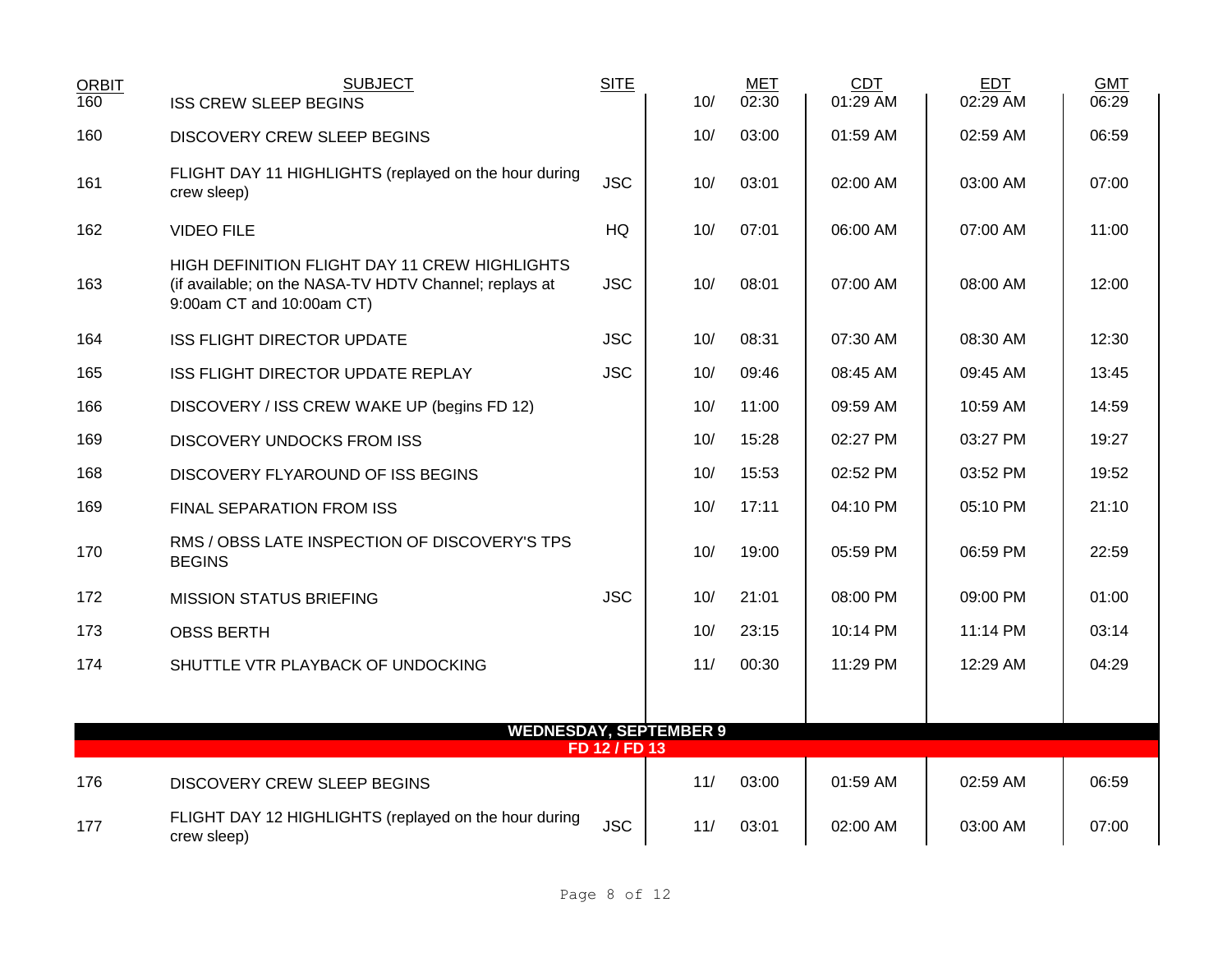| ORBIT | SUBJECT | SITE | | MET | CDT | EDT | GMT |
|---|---|---|---|---|---|---|---|
| 160 | ISS CREW SLEEP BEGINS | | 10/ | 02:30 | 01:29 AM | 02:29 AM | 06:29 |
| 160 | DISCOVERY CREW SLEEP BEGINS | | 10/ | 03:00 | 01:59 AM | 02:59 AM | 06:59 |
| 161 | FLIGHT DAY 11 HIGHLIGHTS (replayed on the hour during crew sleep) | JSC | 10/ | 03:01 | 02:00 AM | 03:00 AM | 07:00 |
| 162 | VIDEO FILE | HQ | 10/ | 07:01 | 06:00 AM | 07:00 AM | 11:00 |
| 163 | HIGH DEFINITION FLIGHT DAY 11 CREW HIGHLIGHTS (if available; on the NASA-TV HDTV Channel; replays at 9:00am CT and 10:00am CT) | JSC | 10/ | 08:01 | 07:00 AM | 08:00 AM | 12:00 |
| 164 | ISS FLIGHT DIRECTOR UPDATE | JSC | 10/ | 08:31 | 07:30 AM | 08:30 AM | 12:30 |
| 165 | ISS FLIGHT DIRECTOR UPDATE REPLAY | JSC | 10/ | 09:46 | 08:45 AM | 09:45 AM | 13:45 |
| 166 | DISCOVERY / ISS CREW WAKE UP (begins FD 12) | | 10/ | 11:00 | 09:59 AM | 10:59 AM | 14:59 |
| 169 | DISCOVERY UNDOCKS FROM ISS | | 10/ | 15:28 | 02:27 PM | 03:27 PM | 19:27 |
| 168 | DISCOVERY FLYAROUND OF ISS BEGINS | | 10/ | 15:53 | 02:52 PM | 03:52 PM | 19:52 |
| 169 | FINAL SEPARATION FROM ISS | | 10/ | 17:11 | 04:10 PM | 05:10 PM | 21:10 |
| 170 | RMS / OBSS LATE INSPECTION OF DISCOVERY'S TPS BEGINS | | 10/ | 19:00 | 05:59 PM | 06:59 PM | 22:59 |
| 172 | MISSION STATUS BRIEFING | JSC | 10/ | 21:01 | 08:00 PM | 09:00 PM | 01:00 |
| 173 | OBSS BERTH | | 10/ | 23:15 | 10:14 PM | 11:14 PM | 03:14 |
| 174 | SHUTTLE VTR PLAYBACK OF UNDOCKING | | 11/ | 00:30 | 11:29 PM | 12:29 AM | 04:29 |
| | **WEDNESDAY, SEPTEMBER 9** | | | | | | |
| | **FD 12 / FD 13** | | | | | | |
| 176 | DISCOVERY CREW SLEEP BEGINS | | 11/ | 03:00 | 01:59 AM | 02:59 AM | 06:59 |
| 177 | FLIGHT DAY 12 HIGHLIGHTS (replayed on the hour during crew sleep) | JSC | 11/ | 03:01 | 02:00 AM | 03:00 AM | 07:00 |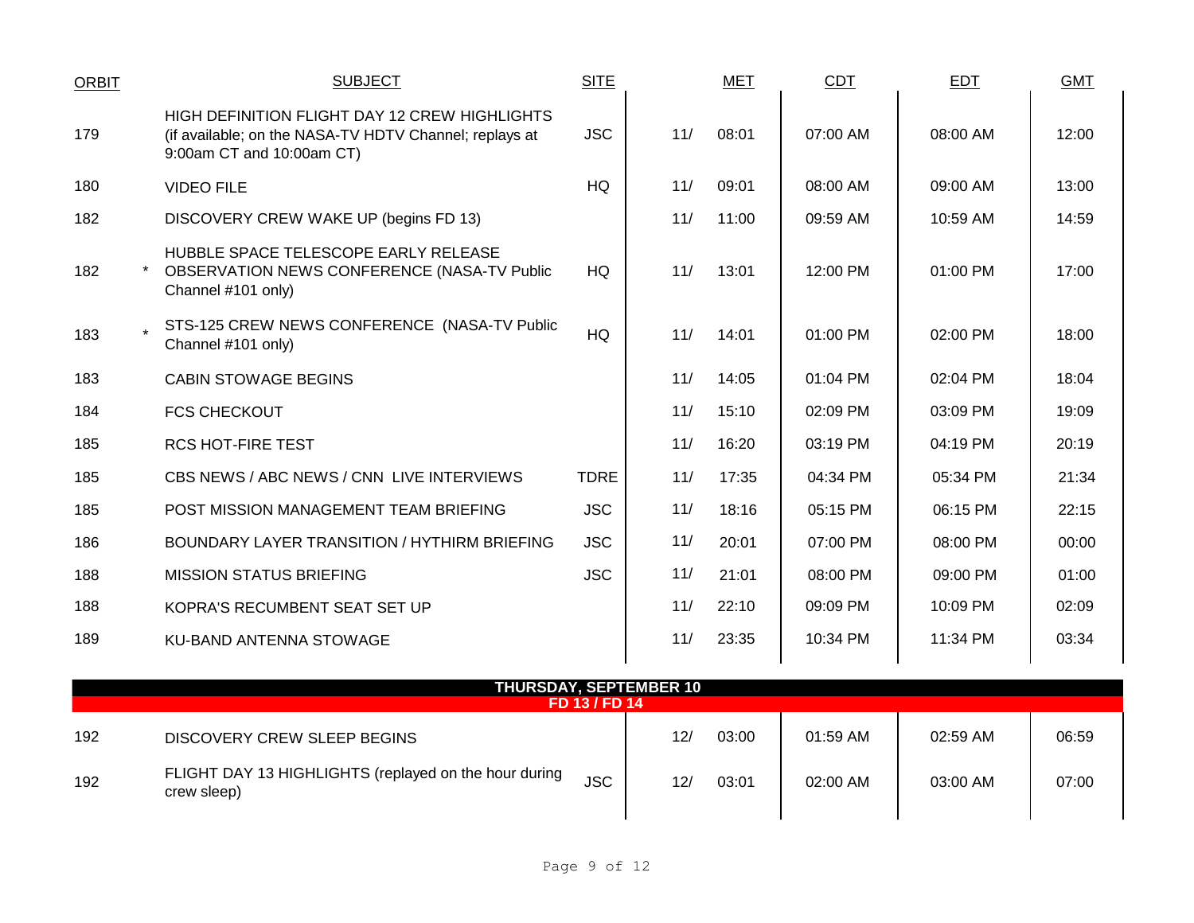| ORBIT | | SUBJECT | SITE | | MET | CDT | EDT | GMT |
|---|---|---|---|---|---|---|---|---|
| 179 | | HIGH DEFINITION FLIGHT DAY 12 CREW HIGHLIGHTS (if available; on the NASA-TV HDTV Channel; replays at 9:00am CT and 10:00am CT) | JSC | 11/ | 08:01 | 07:00 AM | 08:00 AM | 12:00 |
| 180 | | VIDEO FILE | HQ | 11/ | 09:01 | 08:00 AM | 09:00 AM | 13:00 |
| 182 | | DISCOVERY CREW WAKE UP (begins FD 13) | | 11/ | 11:00 | 09:59 AM | 10:59 AM | 14:59 |
| 182 | * | HUBBLE SPACE TELESCOPE EARLY RELEASE OBSERVATION NEWS CONFERENCE (NASA-TV Public Channel #101 only) | HQ | 11/ | 13:01 | 12:00 PM | 01:00 PM | 17:00 |
| 183 | * | STS-125 CREW NEWS CONFERENCE (NASA-TV Public Channel #101 only) | HQ | 11/ | 14:01 | 01:00 PM | 02:00 PM | 18:00 |
| 183 | | CABIN STOWAGE BEGINS | | 11/ | 14:05 | 01:04 PM | 02:04 PM | 18:04 |
| 184 | | FCS CHECKOUT | | 11/ | 15:10 | 02:09 PM | 03:09 PM | 19:09 |
| 185 | | RCS HOT-FIRE TEST | | 11/ | 16:20 | 03:19 PM | 04:19 PM | 20:19 |
| 185 | | CBS NEWS / ABC NEWS / CNN LIVE INTERVIEWS | TDRE | 11/ | 17:35 | 04:34 PM | 05:34 PM | 21:34 |
| 185 | | POST MISSION MANAGEMENT TEAM BRIEFING | JSC | 11/ | 18:16 | 05:15 PM | 06:15 PM | 22:15 |
| 186 | | BOUNDARY LAYER TRANSITION / HYTHIRM BRIEFING | JSC | 11/ | 20:01 | 07:00 PM | 08:00 PM | 00:00 |
| 188 | | MISSION STATUS BRIEFING | JSC | 11/ | 21:01 | 08:00 PM | 09:00 PM | 01:00 |
| 188 | | KOPRA'S RECUMBENT SEAT SET UP | | 11/ | 22:10 | 09:09 PM | 10:09 PM | 02:09 |
| 189 | | KU-BAND ANTENNA STOWAGE | | 11/ | 23:35 | 10:34 PM | 11:34 PM | 03:34 |
| | | **THURSDAY, SEPTEMBER 10** | | | | | | |
| | | **FD 13 / FD 14** | | | | | | |
| 192 | | DISCOVERY CREW SLEEP BEGINS | | 12/ | 03:00 | 01:59 AM | 02:59 AM | 06:59 |
| 192 | | FLIGHT DAY 13 HIGHLIGHTS (replayed on the hour during crew sleep) | JSC | 12/ | 03:01 | 02:00 AM | 03:00 AM | 07:00 |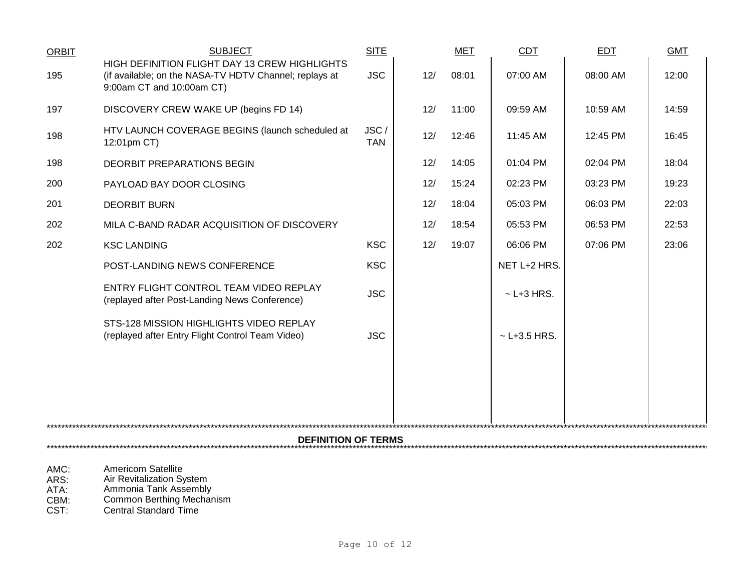| ORBIT | SUBJECT | SITE | | MET | CDT | EDT | GMT |
|---|---|---|---|---|---|---|---|
| 195 | HIGH DEFINITION FLIGHT DAY 13 CREW HIGHLIGHTS (if available; on the NASA-TV HDTV Channel; replays at 9:00am CT and 10:00am CT) | JSC | 12/ | 08:01 | 07:00 AM | 08:00 AM | 12:00 |
| 197 | DISCOVERY CREW WAKE UP (begins FD 14) | | 12/ | 11:00 | 09:59 AM | 10:59 AM | 14:59 |
| 198 | HTV LAUNCH COVERAGE BEGINS (launch scheduled at 12:01pm CT) | JSC / TAN | 12/ | 12:46 | 11:45 AM | 12:45 PM | 16:45 |
| 198 | DEORBIT PREPARATIONS BEGIN | | 12/ | 14:05 | 01:04 PM | 02:04 PM | 18:04 |
| 200 | PAYLOAD BAY DOOR CLOSING | | 12/ | 15:24 | 02:23 PM | 03:23 PM | 19:23 |
| 201 | DEORBIT BURN | | 12/ | 18:04 | 05:03 PM | 06:03 PM | 22:03 |
| 202 | MILA C-BAND RADAR ACQUISITION OF DISCOVERY | | 12/ | 18:54 | 05:53 PM | 06:53 PM | 22:53 |
| 202 | KSC LANDING | KSC | 12/ | 19:07 | 06:06 PM | 07:06 PM | 23:06 |
| | POST-LANDING NEWS CONFERENCE | KSC | | | NET L+2 HRS. | | |
| | ENTRY FLIGHT CONTROL TEAM VIDEO REPLAY (replayed after Post-Landing News Conference) | JSC | | | ~ L+3 HRS. | | |
| | STS-128 MISSION HIGHLIGHTS VIDEO REPLAY (replayed after Entry Flight Control Team Video) | JSC | | | ~ L+3.5 HRS. | | |

## DEFINITION OF TERMS

AMC: Americom Satellite
ARS: Air Revitalization System
ATA: Ammonia Tank Assembly
CBM: Common Berthing Mechanism
CST: Central Standard Time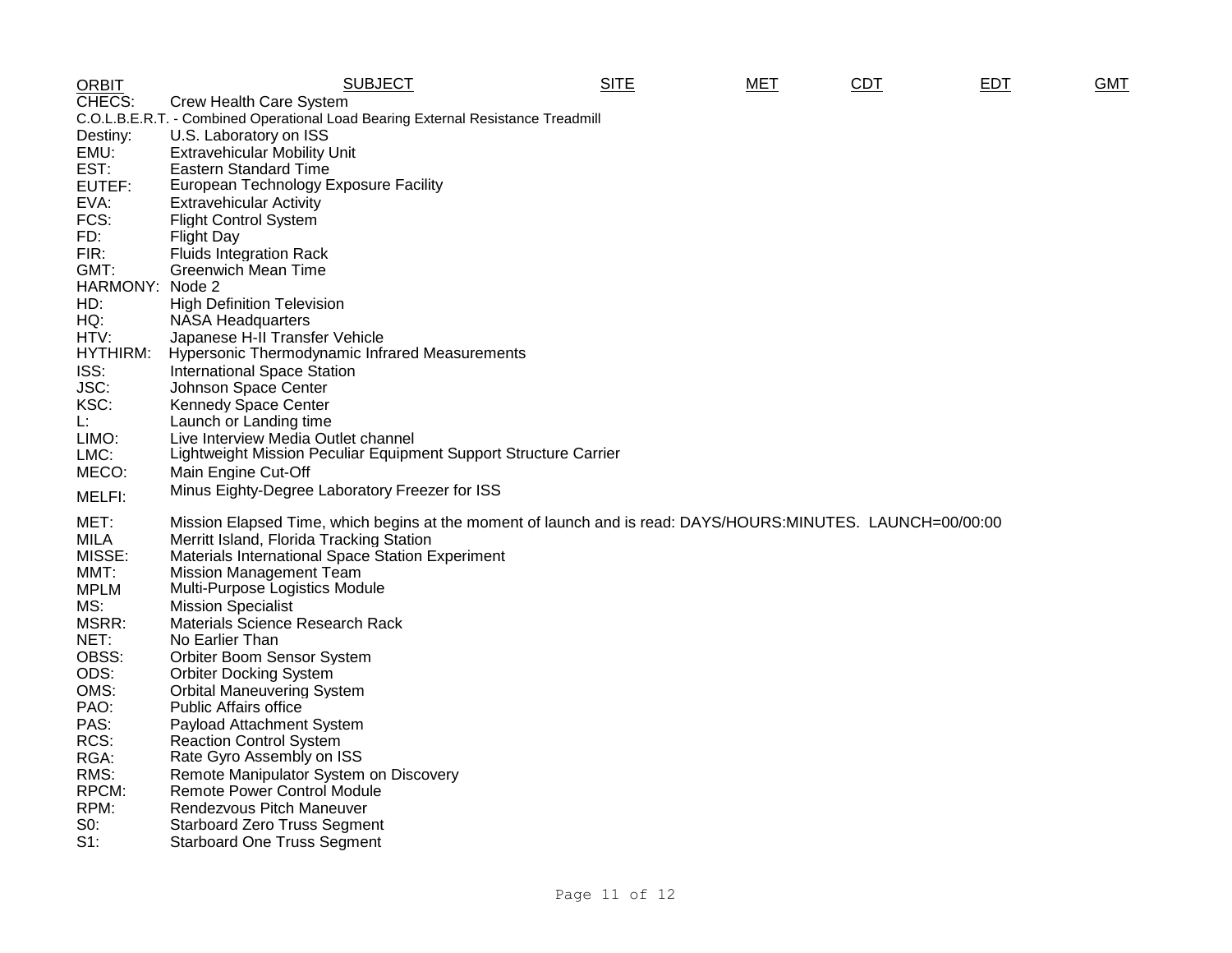| ORBIT | SUBJECT | SITE | MET | CDT | EDT | GMT |
|---|---|---|---|---|---|---|

CHECS: Crew Health Care System
C.O.L.B.E.R.T. - Combined Operational Load Bearing External Resistance Treadmill
Destiny: U.S. Laboratory on ISS
EMU: Extravehicular Mobility Unit
EST: Eastern Standard Time
EUTEF: European Technology Exposure Facility
EVA: Extravehicular Activity
FCS: Flight Control System
FD: Flight Day
FIR: Fluids Integration Rack
GMT: Greenwich Mean Time
HARMONY: Node 2
HD: High Definition Television
HQ: NASA Headquarters
HTV: Japanese H-II Transfer Vehicle
HYTHIRM: Hypersonic Thermodynamic Infrared Measurements
ISS: International Space Station
JSC: Johnson Space Center
KSC: Kennedy Space Center
L: Launch or Landing time
LIMO: Live Interview Media Outlet channel
LMC: Lightweight Mission Peculiar Equipment Support Structure Carrier
MECO: Main Engine Cut-Off
MELFI: Minus Eighty-Degree Laboratory Freezer for ISS
MET: Mission Elapsed Time, which begins at the moment of launch and is read: DAYS/HOURS:MINUTES. LAUNCH=00/00:00
MILA Merritt Island, Florida Tracking Station
MISSE: Materials International Space Station Experiment
MMT: Mission Management Team
MPLM Multi-Purpose Logistics Module
MS: Mission Specialist
MSRR: Materials Science Research Rack
NET: No Earlier Than
OBSS: Orbiter Boom Sensor System
ODS: Orbiter Docking System
OMS: Orbital Maneuvering System
PAO: Public Affairs office
PAS: Payload Attachment System
RCS: Reaction Control System
RGA: Rate Gyro Assembly on ISS
RMS: Remote Manipulator System on Discovery
RPCM: Remote Power Control Module
RPM: Rendezvous Pitch Maneuver
S0: Starboard Zero Truss Segment
S1: Starboard One Truss Segment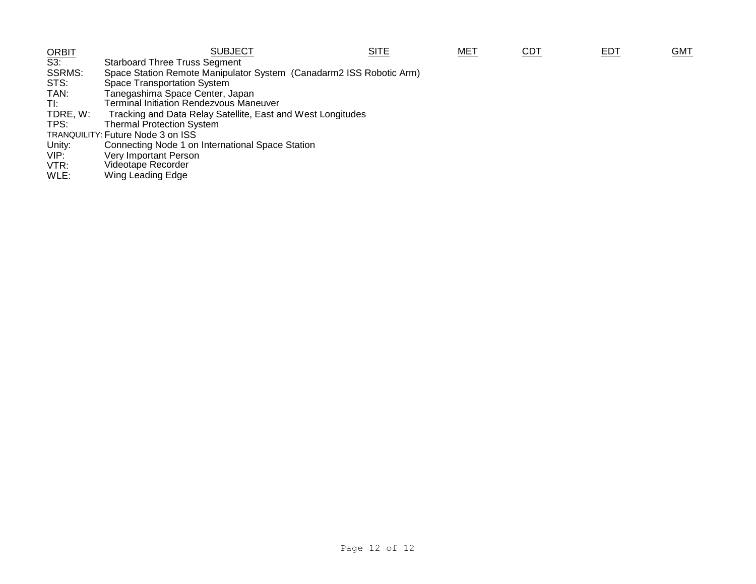| ORBIT | SUBJECT | SITE | MET | CDT | EDT | GMT |
|---|---|---|---|---|---|---|
| S3: | Starboard Three Truss Segment | | | | | |
| SSRMS: | Space Station Remote Manipulator System (Canadarm2 ISS Robotic Arm) | | | | | |
| STS: | Space Transportation System | | | | | |
| TAN: | Tanegashima Space Center, Japan | | | | | |
| TI: | Terminal Initiation Rendezvous Maneuver | | | | | |
| TDRE, W: | Tracking and Data Relay Satellite, East and West Longitudes | | | | | |
| TPS: | Thermal Protection System | | | | | |
| TRANQUILITY: | Future Node 3 on ISS | | | | | |
| Unity: | Connecting Node 1 on International Space Station | | | | | |
| VIP: | Very Important Person | | | | | |
| VTR: | Videotape Recorder | | | | | |
| WLE: | Wing Leading Edge | | | | | |